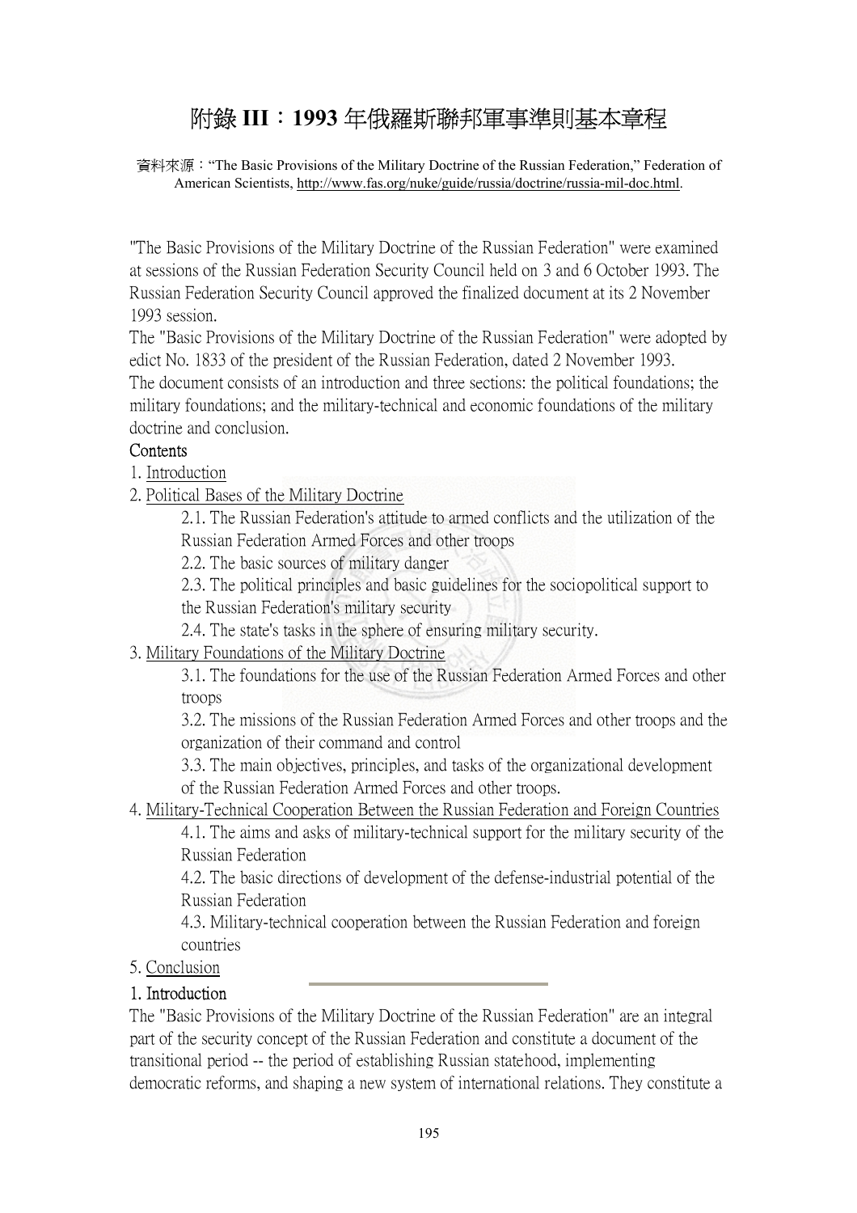# 附錄 III：1993 年俄羅斯聯邦軍事準則基本章程

資料來源："The Basic Provisions of the Military Doctrine of the Russian Federation," Federation of American Scientists, http://www.fas.org/nuke/guide/russia/doctrine/russia-mil-doc.html.

"The Basic Provisions of the Military Doctrine of the Russian Federation" were examined at sessions of the Russian Federation Security Council held on 3 and 6 October 1993. The Russian Federation Security Council approved the finalized document at its 2 November 1993 session.

The "Basic Provisions of the Military Doctrine of the Russian Federation" were adopted by edict No. 1833 of the president of the Russian Federation, dated 2 November 1993.

The document consists of an introduction and three sections: the political foundations; the military foundations; and the military-technical and economic foundations of the military doctrine and conclusion.

Contents

1. Introduction
2. Political Bases of the Military Doctrine
    - 2.1. The Russian Federation's attitude to armed conflicts and the utilization of the Russian Federation Armed Forces and other troops
    - 2.2. The basic sources of military danger
    - 2.3. The political principles and basic guidelines for the sociopolitical support to the Russian Federation's military security
    - 2.4. The state's tasks in the sphere of ensuring military security.
3. Military Foundations of the Military Doctrine
    - 3.1. The foundations for the use of the Russian Federation Armed Forces and other troops
    - 3.2. The missions of the Russian Federation Armed Forces and other troops and the organization of their command and control
    - 3.3. The main objectives, principles, and tasks of the organizational development of the Russian Federation Armed Forces and other troops.
4. Military-Technical Cooperation Between the Russian Federation and Foreign Countries
    - 4.1. The aims and asks of military-technical support for the military security of the Russian Federation
    - 4.2. The basic directions of development of the defense-industrial potential of the Russian Federation
    - 4.3. Military-technical cooperation between the Russian Federation and foreign countries
5. Conclusion

## 1. Introduction

The "Basic Provisions of the Military Doctrine of the Russian Federation" are an integral part of the security concept of the Russian Federation and constitute a document of the transitional period -- the period of establishing Russian statehood, implementing democratic reforms, and shaping a new system of international relations. They constitute a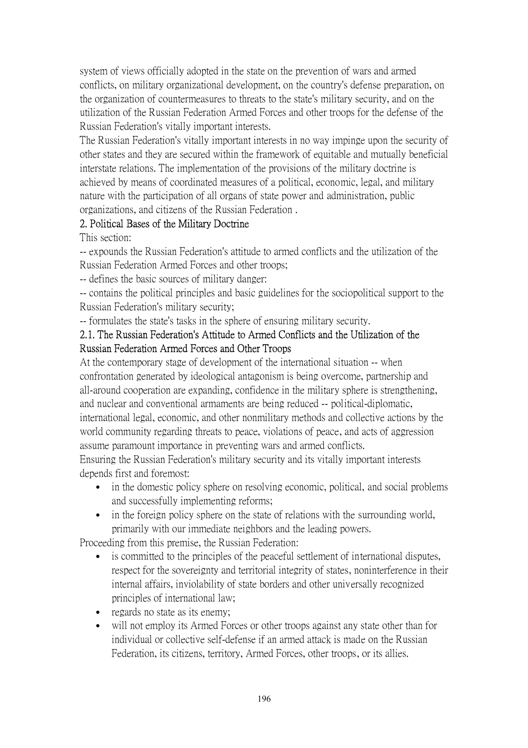system of views officially adopted in the state on the prevention of wars and armed conflicts, on military organizational development, on the country's defense preparation, on the organization of countermeasures to threats to the state's military security, and on the utilization of the Russian Federation Armed Forces and other troops for the defense of the Russian Federation's vitally important interests.

The Russian Federation's vitally important interests in no way impinge upon the security of other states and they are secured within the framework of equitable and mutually beneficial interstate relations. The implementation of the provisions of the military doctrine is achieved by means of coordinated measures of a political, economic, legal, and military nature with the participation of all organs of state power and administration, public organizations, and citizens of the Russian Federation .

## 2. Political Bases of the Military Doctrine

This section:

-- expounds the Russian Federation's attitude to armed conflicts and the utilization of the Russian Federation Armed Forces and other troops;

-- defines the basic sources of military danger:

-- contains the political principles and basic guidelines for the sociopolitical support to the Russian Federation's military security;

-- formulates the state's tasks in the sphere of ensuring military security.

### 2.1. The Russian Federation's Attitude to Armed Conflicts and the Utilization of the Russian Federation Armed Forces and Other Troops

At the contemporary stage of development of the international situation -- when confrontation generated by ideological antagonism is being overcome, partnership and all-around cooperation are expanding, confidence in the military sphere is strengthening, and nuclear and conventional armaments are being reduced -- political-diplomatic, international legal, economic, and other nonmilitary methods and collective actions by the world community regarding threats to peace, violations of peace, and acts of aggression assume paramount importance in preventing wars and armed conflicts.

Ensuring the Russian Federation's military security and its vitally important interests depends first and foremost:

- in the domestic policy sphere on resolving economic, political, and social problems and successfully implementing reforms;
- in the foreign policy sphere on the state of relations with the surrounding world, primarily with our immediate neighbors and the leading powers.

Proceeding from this premise, the Russian Federation:

- is committed to the principles of the peaceful settlement of international disputes, respect for the sovereignty and territorial integrity of states, noninterference in their internal affairs, inviolability of state borders and other universally recognized principles of international law;
- regards no state as its enemy;
- will not employ its Armed Forces or other troops against any state other than for individual or collective self-defense if an armed attack is made on the Russian Federation, its citizens, territory, Armed Forces, other troops, or its allies.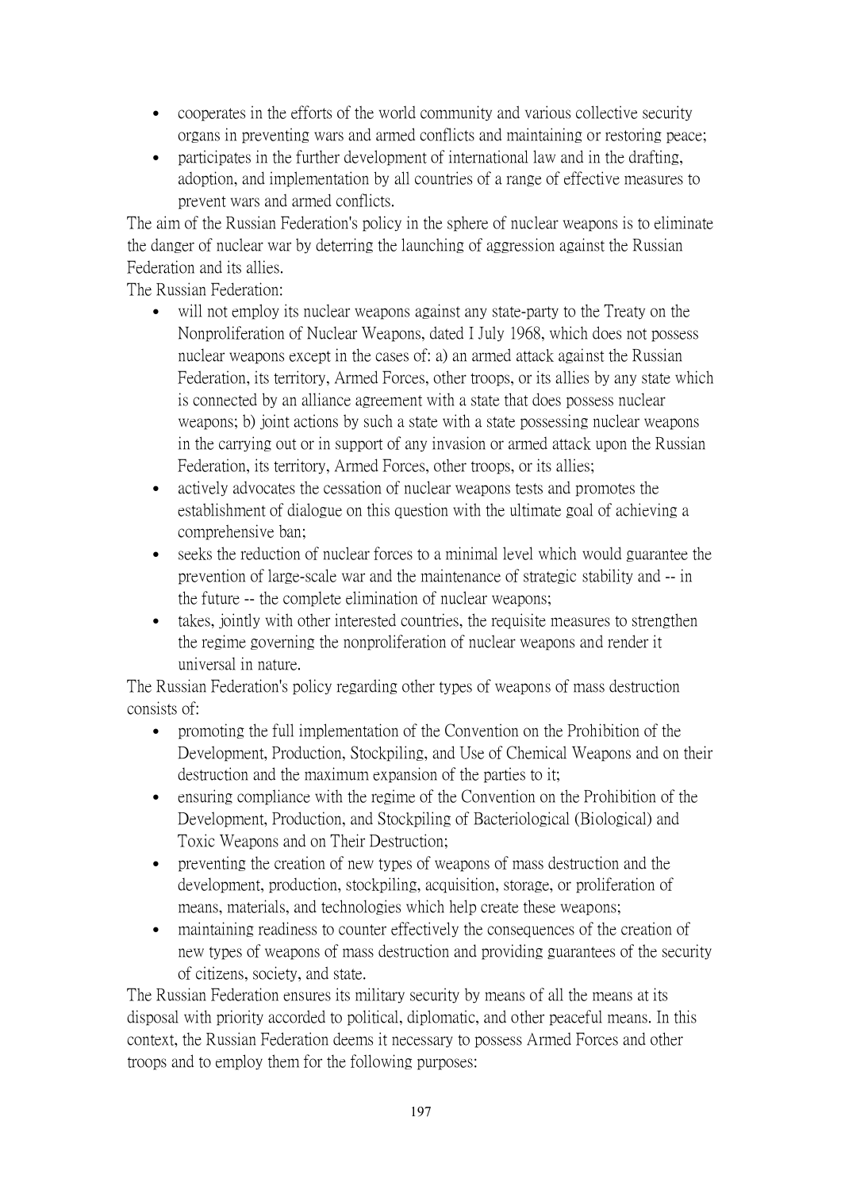- cooperates in the efforts of the world community and various collective security organs in preventing wars and armed conflicts and maintaining or restoring peace;
- participates in the further development of international law and in the drafting, adoption, and implementation by all countries of a range of effective measures to prevent wars and armed conflicts.

The aim of the Russian Federation's policy in the sphere of nuclear weapons is to eliminate the danger of nuclear war by deterring the launching of aggression against the Russian Federation and its allies.

The Russian Federation:

- will not employ its nuclear weapons against any state-party to the Treaty on the Nonproliferation of Nuclear Weapons, dated I July 1968, which does not possess nuclear weapons except in the cases of: a) an armed attack against the Russian Federation, its territory, Armed Forces, other troops, or its allies by any state which is connected by an alliance agreement with a state that does possess nuclear weapons; b) joint actions by such a state with a state possessing nuclear weapons in the carrying out or in support of any invasion or armed attack upon the Russian Federation, its territory, Armed Forces, other troops, or its allies;
- actively advocates the cessation of nuclear weapons tests and promotes the establishment of dialogue on this question with the ultimate goal of achieving a comprehensive ban;
- seeks the reduction of nuclear forces to a minimal level which would guarantee the prevention of large-scale war and the maintenance of strategic stability and -- in the future -- the complete elimination of nuclear weapons;
- takes, jointly with other interested countries, the requisite measures to strengthen the regime governing the nonproliferation of nuclear weapons and render it universal in nature.

The Russian Federation's policy regarding other types of weapons of mass destruction consists of:

- promoting the full implementation of the Convention on the Prohibition of the Development, Production, Stockpiling, and Use of Chemical Weapons and on their destruction and the maximum expansion of the parties to it;
- ensuring compliance with the regime of the Convention on the Prohibition of the Development, Production, and Stockpiling of Bacteriological (Biological) and Toxic Weapons and on Their Destruction;
- preventing the creation of new types of weapons of mass destruction and the development, production, stockpiling, acquisition, storage, or proliferation of means, materials, and technologies which help create these weapons;
- maintaining readiness to counter effectively the consequences of the creation of new types of weapons of mass destruction and providing guarantees of the security of citizens, society, and state.

The Russian Federation ensures its military security by means of all the means at its disposal with priority accorded to political, diplomatic, and other peaceful means. In this context, the Russian Federation deems it necessary to possess Armed Forces and other troops and to employ them for the following purposes: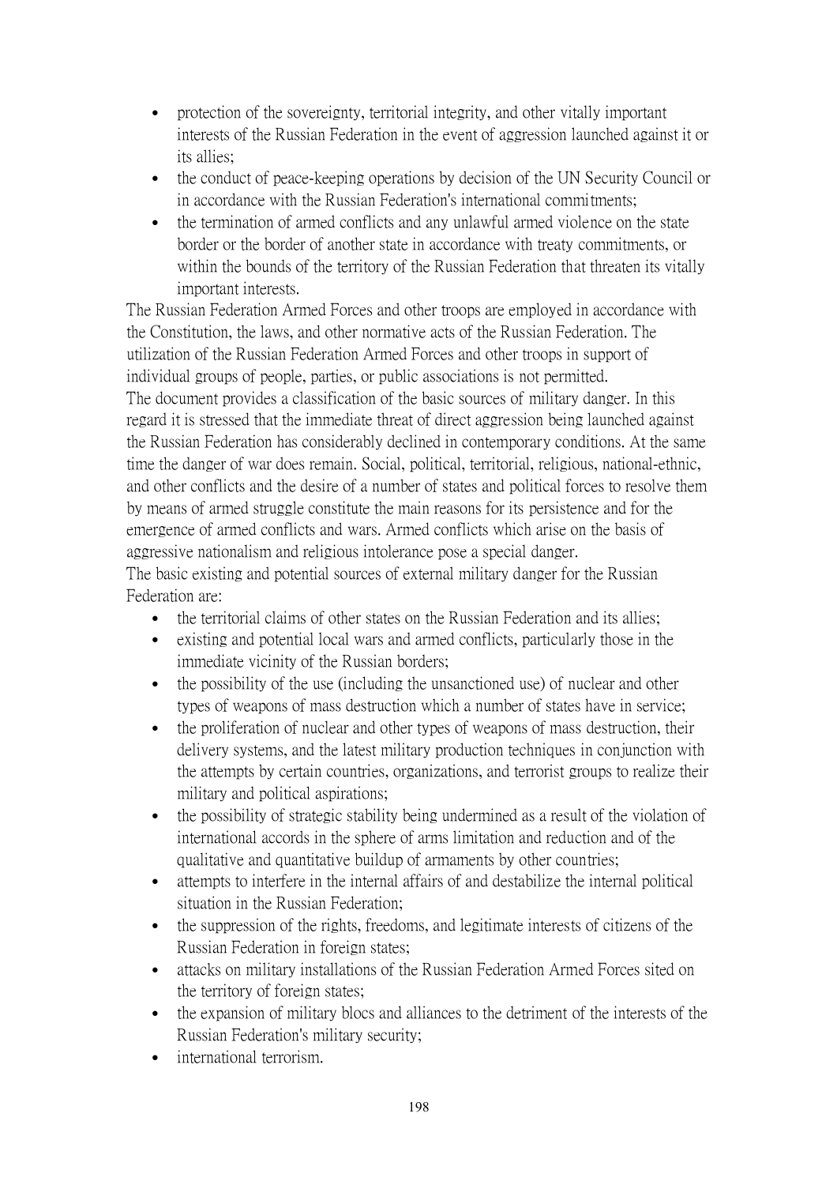- protection of the sovereignty, territorial integrity, and other vitally important interests of the Russian Federation in the event of aggression launched against it or its allies;
- the conduct of peace-keeping operations by decision of the UN Security Council or in accordance with the Russian Federation's international commitments;
- the termination of armed conflicts and any unlawful armed violence on the state border or the border of another state in accordance with treaty commitments, or within the bounds of the territory of the Russian Federation that threaten its vitally important interests.

The Russian Federation Armed Forces and other troops are employed in accordance with the Constitution, the laws, and other normative acts of the Russian Federation. The utilization of the Russian Federation Armed Forces and other troops in support of individual groups of people, parties, or public associations is not permitted.

The document provides a classification of the basic sources of military danger. In this regard it is stressed that the immediate threat of direct aggression being launched against the Russian Federation has considerably declined in contemporary conditions. At the same time the danger of war does remain. Social, political, territorial, religious, national-ethnic, and other conflicts and the desire of a number of states and political forces to resolve them by means of armed struggle constitute the main reasons for its persistence and for the emergence of armed conflicts and wars. Armed conflicts which arise on the basis of aggressive nationalism and religious intolerance pose a special danger.

The basic existing and potential sources of external military danger for the Russian Federation are:

- the territorial claims of other states on the Russian Federation and its allies;
- existing and potential local wars and armed conflicts, particularly those in the immediate vicinity of the Russian borders;
- the possibility of the use (including the unsanctioned use) of nuclear and other types of weapons of mass destruction which a number of states have in service;
- the proliferation of nuclear and other types of weapons of mass destruction, their delivery systems, and the latest military production techniques in conjunction with the attempts by certain countries, organizations, and terrorist groups to realize their military and political aspirations;
- the possibility of strategic stability being undermined as a result of the violation of international accords in the sphere of arms limitation and reduction and of the qualitative and quantitative buildup of armaments by other countries;
- attempts to interfere in the internal affairs of and destabilize the internal political situation in the Russian Federation;
- the suppression of the rights, freedoms, and legitimate interests of citizens of the Russian Federation in foreign states;
- attacks on military installations of the Russian Federation Armed Forces sited on the territory of foreign states;
- the expansion of military blocs and alliances to the detriment of the interests of the Russian Federation's military security;
- international terrorism.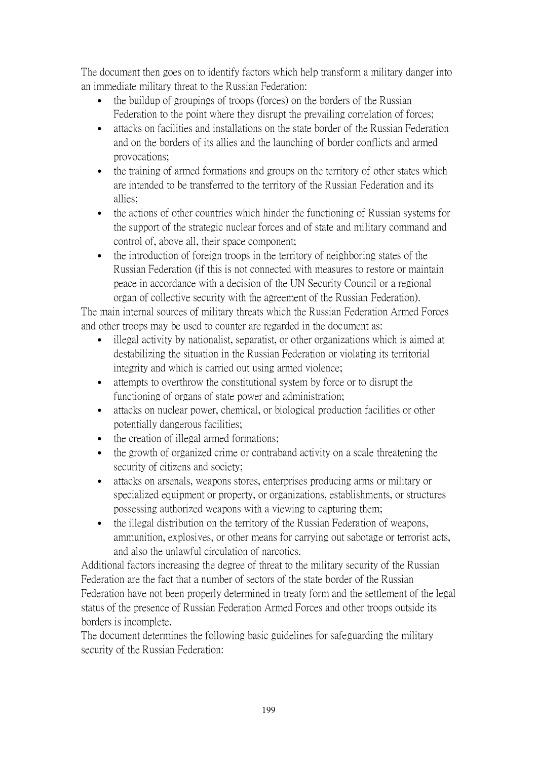The document then goes on to identify factors which help transform a military danger into an immediate military threat to the Russian Federation:

- the buildup of groupings of troops (forces) on the borders of the Russian Federation to the point where they disrupt the prevailing correlation of forces;
- attacks on facilities and installations on the state border of the Russian Federation and on the borders of its allies and the launching of border conflicts and armed provocations;
- the training of armed formations and groups on the territory of other states which are intended to be transferred to the territory of the Russian Federation and its allies;
- the actions of other countries which hinder the functioning of Russian systems for the support of the strategic nuclear forces and of state and military command and control of, above all, their space component;
- the introduction of foreign troops in the territory of neighboring states of the Russian Federation (if this is not connected with measures to restore or maintain peace in accordance with a decision of the UN Security Council or a regional organ of collective security with the agreement of the Russian Federation).

The main internal sources of military threats which the Russian Federation Armed Forces and other troops may be used to counter are regarded in the document as:

- illegal activity by nationalist, separatist, or other organizations which is aimed at destabilizing the situation in the Russian Federation or violating its territorial integrity and which is carried out using armed violence;
- attempts to overthrow the constitutional system by force or to disrupt the functioning of organs of state power and administration;
- attacks on nuclear power, chemical, or biological production facilities or other potentially dangerous facilities;
- the creation of illegal armed formations;
- the growth of organized crime or contraband activity on a scale threatening the security of citizens and society;
- attacks on arsenals, weapons stores, enterprises producing arms or military or specialized equipment or property, or organizations, establishments, or structures possessing authorized weapons with a viewing to capturing them;
- the illegal distribution on the territory of the Russian Federation of weapons, ammunition, explosives, or other means for carrying out sabotage or terrorist acts, and also the unlawful circulation of narcotics.

Additional factors increasing the degree of threat to the military security of the Russian Federation are the fact that a number of sectors of the state border of the Russian Federation have not been properly determined in treaty form and the settlement of the legal status of the presence of Russian Federation Armed Forces and other troops outside its borders is incomplete.

The document determines the following basic guidelines for safeguarding the military security of the Russian Federation: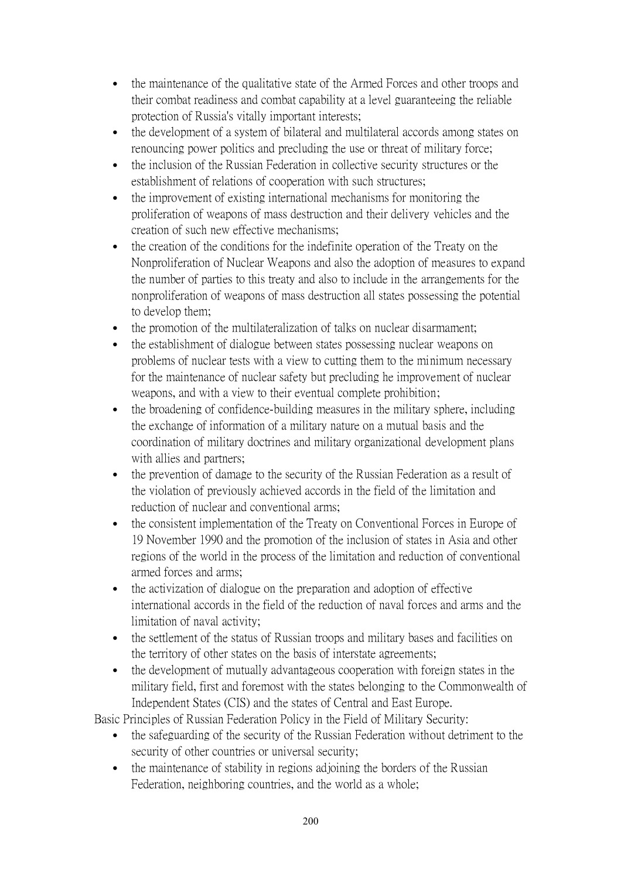- the maintenance of the qualitative state of the Armed Forces and other troops and their combat readiness and combat capability at a level guaranteeing the reliable protection of Russia's vitally important interests;
- the development of a system of bilateral and multilateral accords among states on renouncing power politics and precluding the use or threat of military force;
- the inclusion of the Russian Federation in collective security structures or the establishment of relations of cooperation with such structures;
- the improvement of existing international mechanisms for monitoring the proliferation of weapons of mass destruction and their delivery vehicles and the creation of such new effective mechanisms;
- the creation of the conditions for the indefinite operation of the Treaty on the Nonproliferation of Nuclear Weapons and also the adoption of measures to expand the number of parties to this treaty and also to include in the arrangements for the nonproliferation of weapons of mass destruction all states possessing the potential to develop them;
- the promotion of the multilateralization of talks on nuclear disarmament;
- the establishment of dialogue between states possessing nuclear weapons on problems of nuclear tests with a view to cutting them to the minimum necessary for the maintenance of nuclear safety but precluding he improvement of nuclear weapons, and with a view to their eventual complete prohibition;
- the broadening of confidence-building measures in the military sphere, including the exchange of information of a military nature on a mutual basis and the coordination of military doctrines and military organizational development plans with allies and partners;
- the prevention of damage to the security of the Russian Federation as a result of the violation of previously achieved accords in the field of the limitation and reduction of nuclear and conventional arms;
- the consistent implementation of the Treaty on Conventional Forces in Europe of 19 November 1990 and the promotion of the inclusion of states in Asia and other regions of the world in the process of the limitation and reduction of conventional armed forces and arms;
- the activization of dialogue on the preparation and adoption of effective international accords in the field of the reduction of naval forces and arms and the limitation of naval activity;
- the settlement of the status of Russian troops and military bases and facilities on the territory of other states on the basis of interstate agreements;
- the development of mutually advantageous cooperation with foreign states in the military field, first and foremost with the states belonging to the Commonwealth of Independent States (CIS) and the states of Central and East Europe.

Basic Principles of Russian Federation Policy in the Field of Military Security:

- the safeguarding of the security of the Russian Federation without detriment to the security of other countries or universal security;
- the maintenance of stability in regions adjoining the borders of the Russian Federation, neighboring countries, and the world as a whole;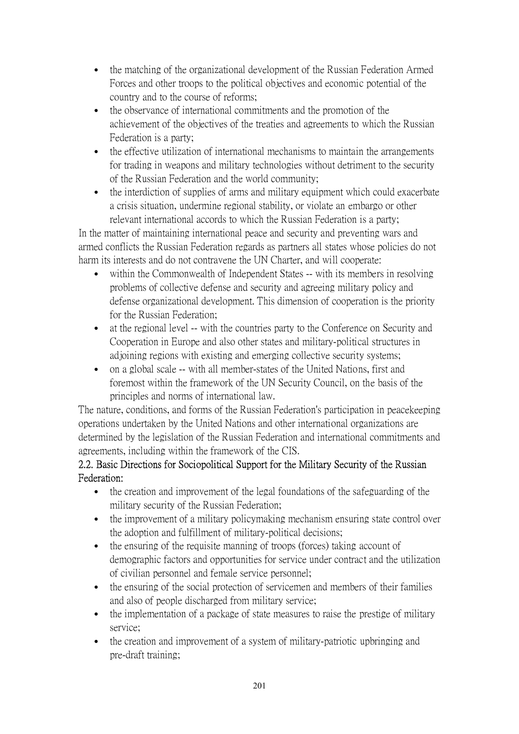- the matching of the organizational development of the Russian Federation Armed Forces and other troops to the political objectives and economic potential of the country and to the course of reforms;
- the observance of international commitments and the promotion of the achievement of the objectives of the treaties and agreements to which the Russian Federation is a party;
- the effective utilization of international mechanisms to maintain the arrangements for trading in weapons and military technologies without detriment to the security of the Russian Federation and the world community;
- the interdiction of supplies of arms and military equipment which could exacerbate a crisis situation, undermine regional stability, or violate an embargo or other relevant international accords to which the Russian Federation is a party;

In the matter of maintaining international peace and security and preventing wars and armed conflicts the Russian Federation regards as partners all states whose policies do not harm its interests and do not contravene the UN Charter, and will cooperate:

- within the Commonwealth of Independent States -- with its members in resolving problems of collective defense and security and agreeing military policy and defense organizational development. This dimension of cooperation is the priority for the Russian Federation;
- at the regional level -- with the countries party to the Conference on Security and Cooperation in Europe and also other states and military-political structures in adjoining regions with existing and emerging collective security systems;
- on a global scale -- with all member-states of the United Nations, first and foremost within the framework of the UN Security Council, on the basis of the principles and norms of international law.

The nature, conditions, and forms of the Russian Federation's participation in peacekeeping operations undertaken by the United Nations and other international organizations are determined by the legislation of the Russian Federation and international commitments and agreements, including within the framework of the CIS.

**2.2. Basic Directions for Sociopolitical Support for the Military Security of the Russian Federation:**

- the creation and improvement of the legal foundations of the safeguarding of the military security of the Russian Federation;
- the improvement of a military policymaking mechanism ensuring state control over the adoption and fulfillment of military-political decisions;
- the ensuring of the requisite manning of troops (forces) taking account of demographic factors and opportunities for service under contract and the utilization of civilian personnel and female service personnel;
- the ensuring of the social protection of servicemen and members of their families and also of people discharged from military service;
- the implementation of a package of state measures to raise the prestige of military service;
- the creation and improvement of a system of military-patriotic upbringing and pre-draft training;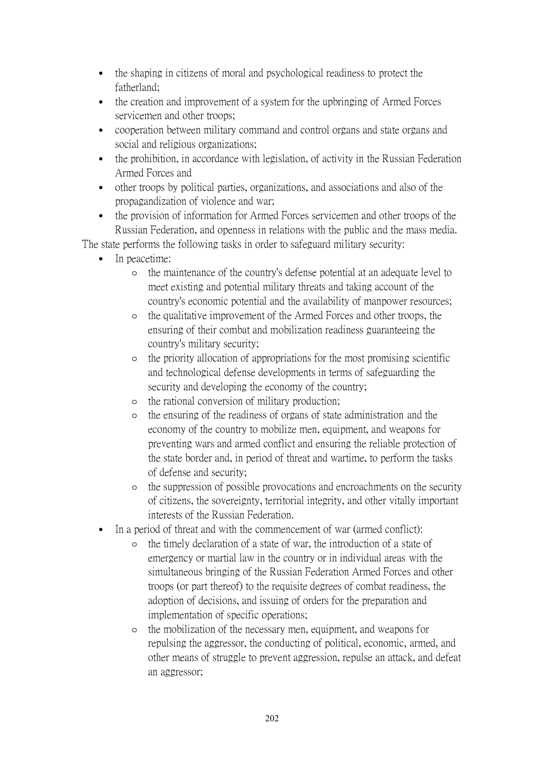- the shaping in citizens of moral and psychological readiness to protect the fatherland;
- the creation and improvement of a system for the upbringing of Armed Forces servicemen and other troops;
- cooperation between military command and control organs and state organs and social and religious organizations;
- the prohibition, in accordance with legislation, of activity in the Russian Federation Armed Forces and
- other troops by political parties, organizations, and associations and also of the propagandization of violence and war;
- the provision of information for Armed Forces servicemen and other troops of the Russian Federation, and openness in relations with the public and the mass media.

The state performs the following tasks in order to safeguard military security:

- In peacetime:
  - the maintenance of the country's defense potential at an adequate level to meet existing and potential military threats and taking account of the country's economic potential and the availability of manpower resources;
  - the qualitative improvement of the Armed Forces and other troops, the ensuring of their combat and mobilization readiness guaranteeing the country's military security;
  - the priority allocation of appropriations for the most promising scientific and technological defense developments in terms of safeguarding the security and developing the economy of the country;
  - the rational conversion of military production;
  - the ensuring of the readiness of organs of state administration and the economy of the country to mobilize men, equipment, and weapons for preventing wars and armed conflict and ensuring the reliable protection of the state border and, in period of threat and wartime, to perform the tasks of defense and security;
  - the suppression of possible provocations and encroachments on the security of citizens, the sovereignty, territorial integrity, and other vitally important interests of the Russian Federation.
- In a period of threat and with the commencement of war (armed conflict):
  - the timely declaration of a state of war, the introduction of a state of emergency or martial law in the country or in individual areas with the simultaneous bringing of the Russian Federation Armed Forces and other troops (or part thereof) to the requisite degrees of combat readiness, the adoption of decisions, and issuing of orders for the preparation and implementation of specific operations;
  - the mobilization of the necessary men, equipment, and weapons for repulsing the aggressor, the conducting of political, economic, armed, and other means of struggle to prevent aggression, repulse an attack, and defeat an aggressor;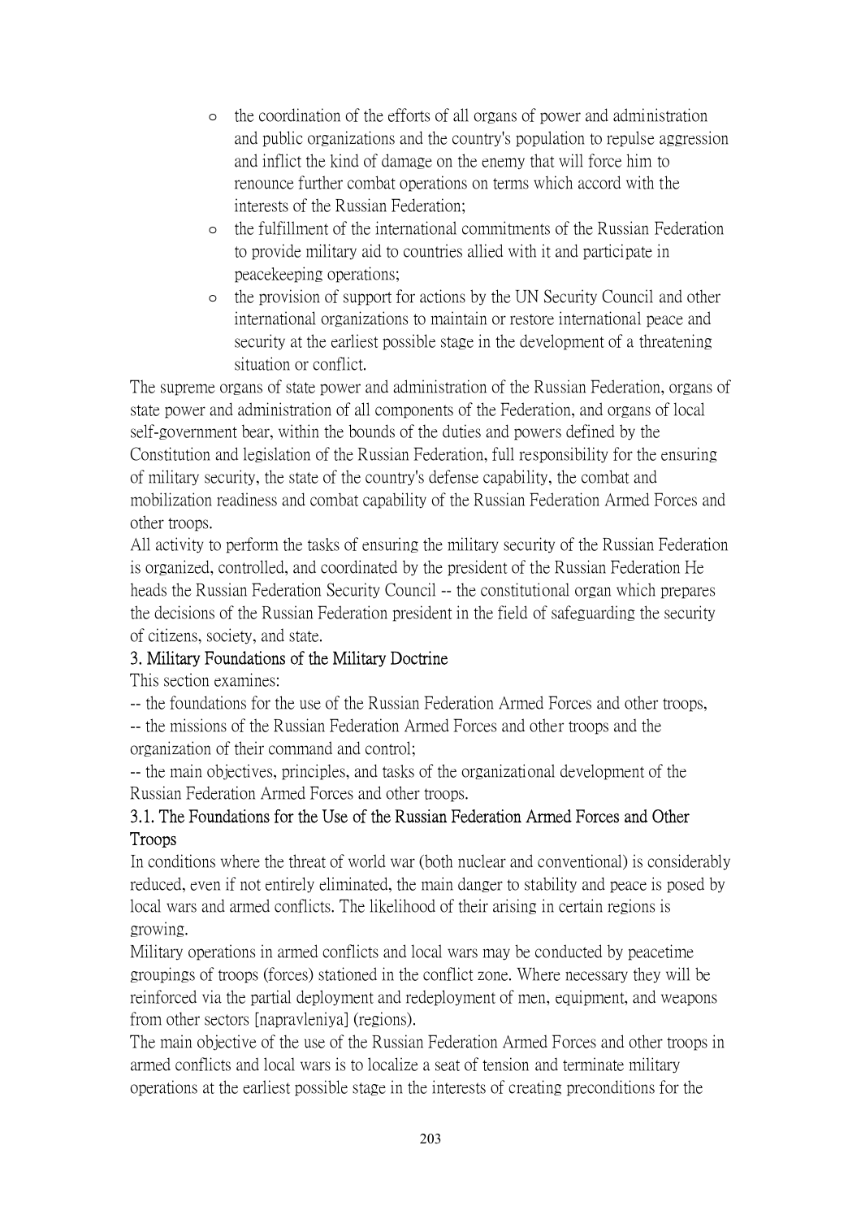- the coordination of the efforts of all organs of power and administration and public organizations and the country's population to repulse aggression and inflict the kind of damage on the enemy that will force him to renounce further combat operations on terms which accord with the interests of the Russian Federation;
- the fulfillment of the international commitments of the Russian Federation to provide military aid to countries allied with it and participate in peacekeeping operations;
- the provision of support for actions by the UN Security Council and other international organizations to maintain or restore international peace and security at the earliest possible stage in the development of a threatening situation or conflict.

The supreme organs of state power and administration of the Russian Federation, organs of state power and administration of all components of the Federation, and organs of local self-government bear, within the bounds of the duties and powers defined by the Constitution and legislation of the Russian Federation, full responsibility for the ensuring of military security, the state of the country's defense capability, the combat and mobilization readiness and combat capability of the Russian Federation Armed Forces and other troops.

All activity to perform the tasks of ensuring the military security of the Russian Federation is organized, controlled, and coordinated by the president of the Russian Federation He heads the Russian Federation Security Council -- the constitutional organ which prepares the decisions of the Russian Federation president in the field of safeguarding the security of citizens, society, and state.

### 3. Military Foundations of the Military Doctrine

This section examines:

-- the foundations for the use of the Russian Federation Armed Forces and other troops,

-- the missions of the Russian Federation Armed Forces and other troops and the organization of their command and control;

-- the main objectives, principles, and tasks of the organizational development of the Russian Federation Armed Forces and other troops.

#### 3.1. The Foundations for the Use of the Russian Federation Armed Forces and Other Troops

In conditions where the threat of world war (both nuclear and conventional) is considerably reduced, even if not entirely eliminated, the main danger to stability and peace is posed by local wars and armed conflicts. The likelihood of their arising in certain regions is growing.

Military operations in armed conflicts and local wars may be conducted by peacetime groupings of troops (forces) stationed in the conflict zone. Where necessary they will be reinforced via the partial deployment and redeployment of men, equipment, and weapons from other sectors [napravleniya] (regions).

The main objective of the use of the Russian Federation Armed Forces and other troops in armed conflicts and local wars is to localize a seat of tension and terminate military operations at the earliest possible stage in the interests of creating preconditions for the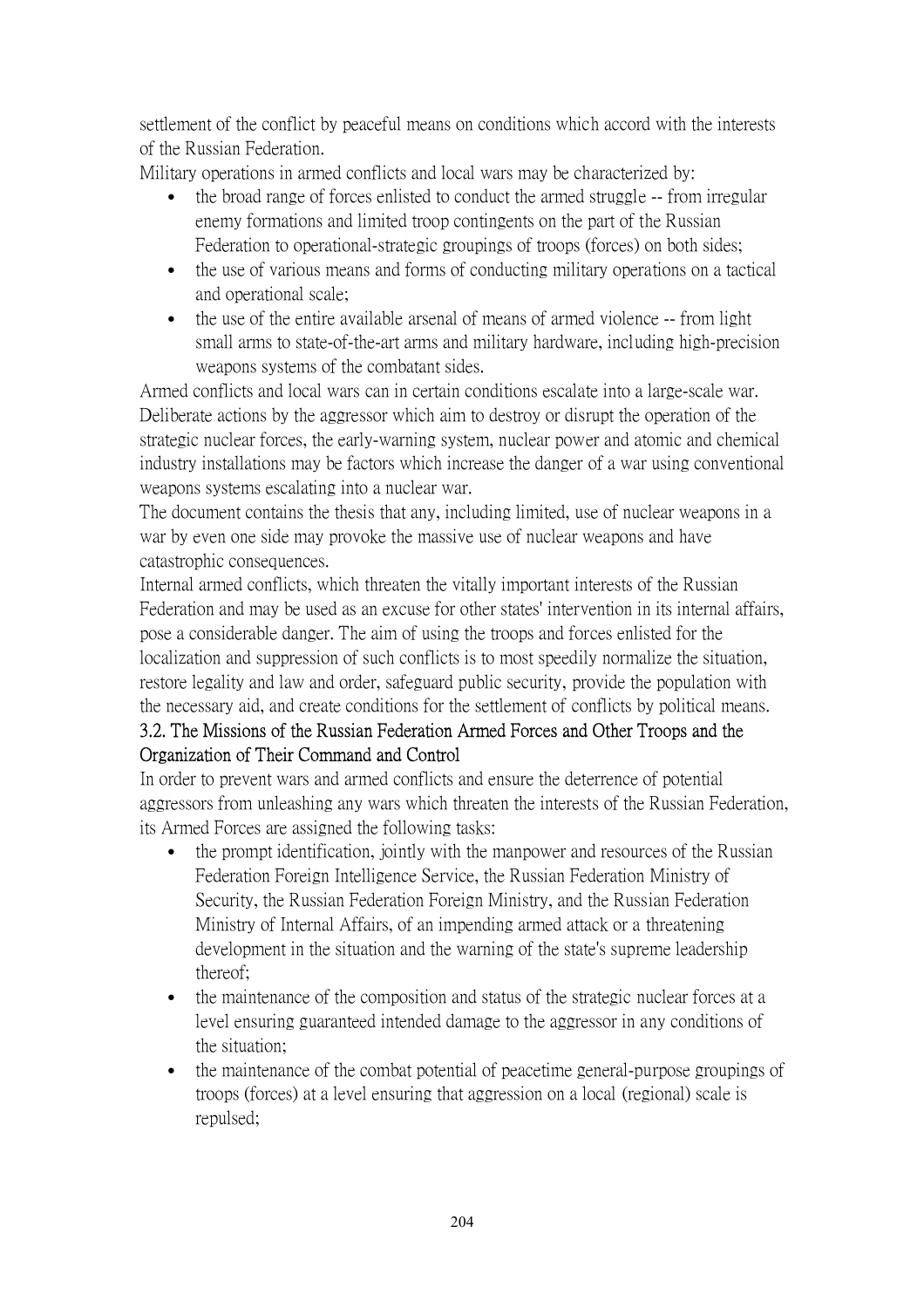settlement of the conflict by peaceful means on conditions which accord with the interests of the Russian Federation.

Military operations in armed conflicts and local wars may be characterized by:

- the broad range of forces enlisted to conduct the armed struggle -- from irregular enemy formations and limited troop contingents on the part of the Russian Federation to operational-strategic groupings of troops (forces) on both sides;
- the use of various means and forms of conducting military operations on a tactical and operational scale;
- the use of the entire available arsenal of means of armed violence -- from light small arms to state-of-the-art arms and military hardware, including high-precision weapons systems of the combatant sides.

Armed conflicts and local wars can in certain conditions escalate into a large-scale war. Deliberate actions by the aggressor which aim to destroy or disrupt the operation of the strategic nuclear forces, the early-warning system, nuclear power and atomic and chemical industry installations may be factors which increase the danger of a war using conventional weapons systems escalating into a nuclear war.

The document contains the thesis that any, including limited, use of nuclear weapons in a war by even one side may provoke the massive use of nuclear weapons and have catastrophic consequences.

Internal armed conflicts, which threaten the vitally important interests of the Russian Federation and may be used as an excuse for other states' intervention in its internal affairs, pose a considerable danger. The aim of using the troops and forces enlisted for the localization and suppression of such conflicts is to most speedily normalize the situation, restore legality and law and order, safeguard public security, provide the population with the necessary aid, and create conditions for the settlement of conflicts by political means.

### 3.2. The Missions of the Russian Federation Armed Forces and Other Troops and the Organization of Their Command and Control

In order to prevent wars and armed conflicts and ensure the deterrence of potential aggressors from unleashing any wars which threaten the interests of the Russian Federation, its Armed Forces are assigned the following tasks:

- the prompt identification, jointly with the manpower and resources of the Russian Federation Foreign Intelligence Service, the Russian Federation Ministry of Security, the Russian Federation Foreign Ministry, and the Russian Federation Ministry of Internal Affairs, of an impending armed attack or a threatening development in the situation and the warning of the state's supreme leadership thereof;
- the maintenance of the composition and status of the strategic nuclear forces at a level ensuring guaranteed intended damage to the aggressor in any conditions of the situation;
- the maintenance of the combat potential of peacetime general-purpose groupings of troops (forces) at a level ensuring that aggression on a local (regional) scale is repulsed;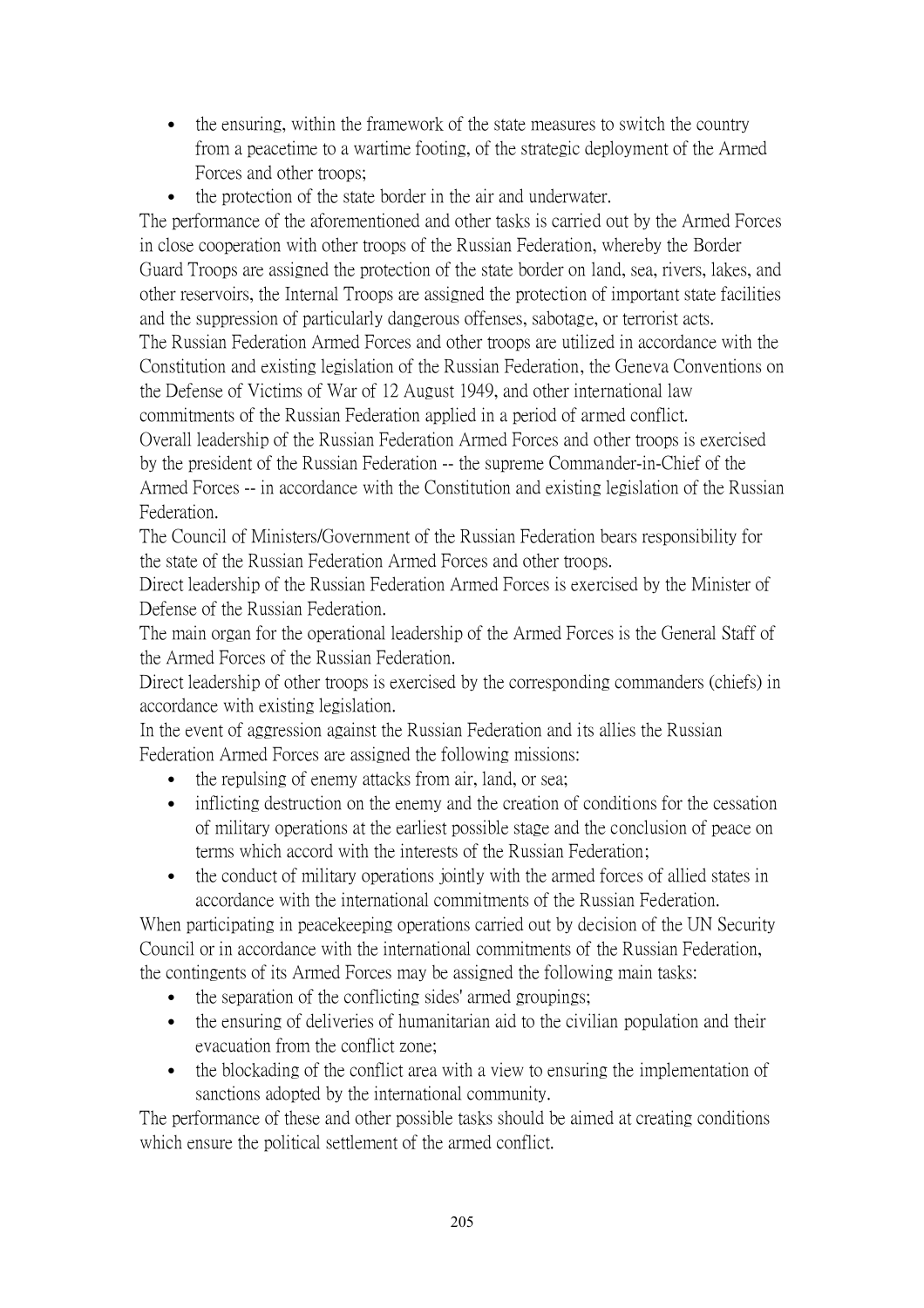- the ensuring, within the framework of the state measures to switch the country from a peacetime to a wartime footing, of the strategic deployment of the Armed Forces and other troops;
- the protection of the state border in the air and underwater.

The performance of the aforementioned and other tasks is carried out by the Armed Forces in close cooperation with other troops of the Russian Federation, whereby the Border Guard Troops are assigned the protection of the state border on land, sea, rivers, lakes, and other reservoirs, the Internal Troops are assigned the protection of important state facilities and the suppression of particularly dangerous offenses, sabotage, or terrorist acts.

The Russian Federation Armed Forces and other troops are utilized in accordance with the Constitution and existing legislation of the Russian Federation, the Geneva Conventions on the Defense of Victims of War of 12 August 1949, and other international law commitments of the Russian Federation applied in a period of armed conflict.

Overall leadership of the Russian Federation Armed Forces and other troops is exercised by the president of the Russian Federation -- the supreme Commander-in-Chief of the Armed Forces -- in accordance with the Constitution and existing legislation of the Russian Federation.

The Council of Ministers/Government of the Russian Federation bears responsibility for the state of the Russian Federation Armed Forces and other troops.

Direct leadership of the Russian Federation Armed Forces is exercised by the Minister of Defense of the Russian Federation.

The main organ for the operational leadership of the Armed Forces is the General Staff of the Armed Forces of the Russian Federation.

Direct leadership of other troops is exercised by the corresponding commanders (chiefs) in accordance with existing legislation.

In the event of aggression against the Russian Federation and its allies the Russian Federation Armed Forces are assigned the following missions:

- the repulsing of enemy attacks from air, land, or sea;
- inflicting destruction on the enemy and the creation of conditions for the cessation of military operations at the earliest possible stage and the conclusion of peace on terms which accord with the interests of the Russian Federation;
- the conduct of military operations jointly with the armed forces of allied states in accordance with the international commitments of the Russian Federation.

When participating in peacekeeping operations carried out by decision of the UN Security Council or in accordance with the international commitments of the Russian Federation, the contingents of its Armed Forces may be assigned the following main tasks:

- the separation of the conflicting sides' armed groupings;
- the ensuring of deliveries of humanitarian aid to the civilian population and their evacuation from the conflict zone;
- the blockading of the conflict area with a view to ensuring the implementation of sanctions adopted by the international community.

The performance of these and other possible tasks should be aimed at creating conditions which ensure the political settlement of the armed conflict.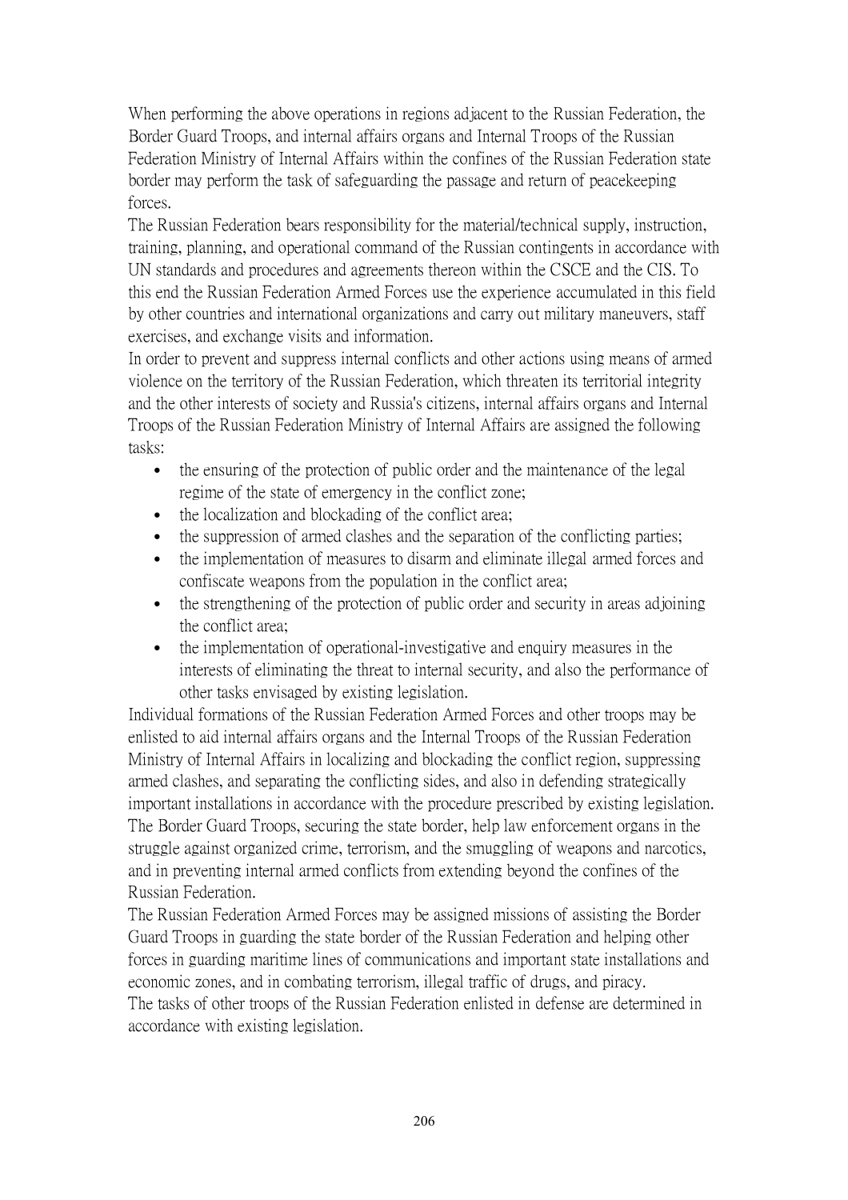When performing the above operations in regions adjacent to the Russian Federation, the Border Guard Troops, and internal affairs organs and Internal Troops of the Russian Federation Ministry of Internal Affairs within the confines of the Russian Federation state border may perform the task of safeguarding the passage and return of peacekeeping forces.

The Russian Federation bears responsibility for the material/technical supply, instruction, training, planning, and operational command of the Russian contingents in accordance with UN standards and procedures and agreements thereon within the CSCE and the CIS. To this end the Russian Federation Armed Forces use the experience accumulated in this field by other countries and international organizations and carry out military maneuvers, staff exercises, and exchange visits and information.

In order to prevent and suppress internal conflicts and other actions using means of armed violence on the territory of the Russian Federation, which threaten its territorial integrity and the other interests of society and Russia's citizens, internal affairs organs and Internal Troops of the Russian Federation Ministry of Internal Affairs are assigned the following tasks:

- the ensuring of the protection of public order and the maintenance of the legal regime of the state of emergency in the conflict zone;
- the localization and blockading of the conflict area;
- the suppression of armed clashes and the separation of the conflicting parties;
- the implementation of measures to disarm and eliminate illegal armed forces and confiscate weapons from the population in the conflict area;
- the strengthening of the protection of public order and security in areas adjoining the conflict area;
- the implementation of operational-investigative and enquiry measures in the interests of eliminating the threat to internal security, and also the performance of other tasks envisaged by existing legislation.

Individual formations of the Russian Federation Armed Forces and other troops may be enlisted to aid internal affairs organs and the Internal Troops of the Russian Federation Ministry of Internal Affairs in localizing and blockading the conflict region, suppressing armed clashes, and separating the conflicting sides, and also in defending strategically important installations in accordance with the procedure prescribed by existing legislation.

The Border Guard Troops, securing the state border, help law enforcement organs in the struggle against organized crime, terrorism, and the smuggling of weapons and narcotics, and in preventing internal armed conflicts from extending beyond the confines of the Russian Federation.

The Russian Federation Armed Forces may be assigned missions of assisting the Border Guard Troops in guarding the state border of the Russian Federation and helping other forces in guarding maritime lines of communications and important state installations and economic zones, and in combating terrorism, illegal traffic of drugs, and piracy.

The tasks of other troops of the Russian Federation enlisted in defense are determined in accordance with existing legislation.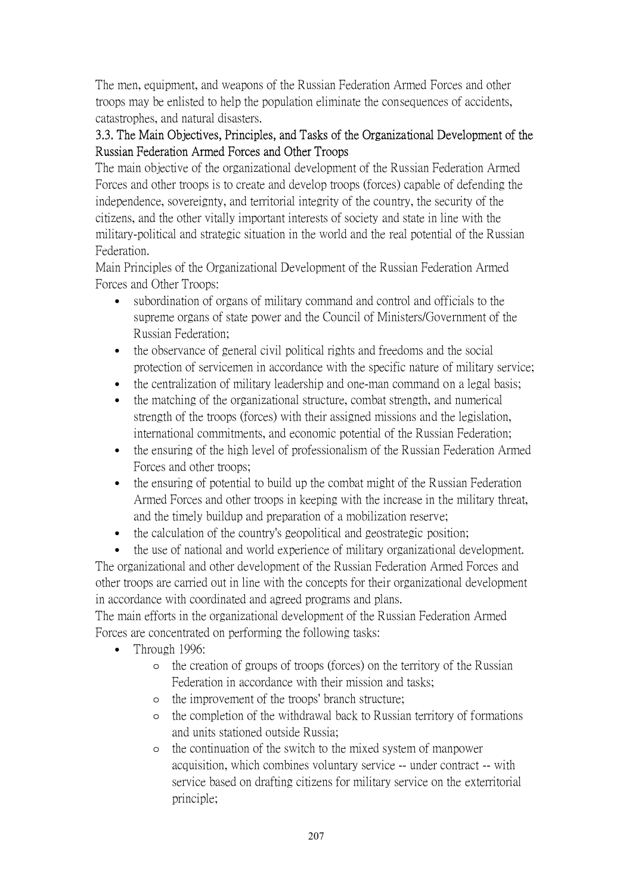The men, equipment, and weapons of the Russian Federation Armed Forces and other troops may be enlisted to help the population eliminate the consequences of accidents, catastrophes, and natural disasters.

### 3.3. The Main Objectives, Principles, and Tasks of the Organizational Development of the Russian Federation Armed Forces and Other Troops

The main objective of the organizational development of the Russian Federation Armed Forces and other troops is to create and develop troops (forces) capable of defending the independence, sovereignty, and territorial integrity of the country, the security of the citizens, and the other vitally important interests of society and state in line with the military-political and strategic situation in the world and the real potential of the Russian Federation.

Main Principles of the Organizational Development of the Russian Federation Armed Forces and Other Troops:

- subordination of organs of military command and control and officials to the supreme organs of state power and the Council of Ministers/Government of the Russian Federation;
- the observance of general civil political rights and freedoms and the social protection of servicemen in accordance with the specific nature of military service;
- the centralization of military leadership and one-man command on a legal basis;
- the matching of the organizational structure, combat strength, and numerical strength of the troops (forces) with their assigned missions and the legislation, international commitments, and economic potential of the Russian Federation;
- the ensuring of the high level of professionalism of the Russian Federation Armed Forces and other troops;
- the ensuring of potential to build up the combat might of the Russian Federation Armed Forces and other troops in keeping with the increase in the military threat, and the timely buildup and preparation of a mobilization reserve;
- the calculation of the country's geopolitical and geostrategic position;
- the use of national and world experience of military organizational development.

The organizational and other development of the Russian Federation Armed Forces and other troops are carried out in line with the concepts for their organizational development in accordance with coordinated and agreed programs and plans.

The main efforts in the organizational development of the Russian Federation Armed Forces are concentrated on performing the following tasks:

- Through 1996:
  - the creation of groups of troops (forces) on the territory of the Russian Federation in accordance with their mission and tasks;
  - the improvement of the troops' branch structure;
  - the completion of the withdrawal back to Russian territory of formations and units stationed outside Russia;
  - the continuation of the switch to the mixed system of manpower acquisition, which combines voluntary service -- under contract -- with service based on drafting citizens for military service on the exterritorial principle;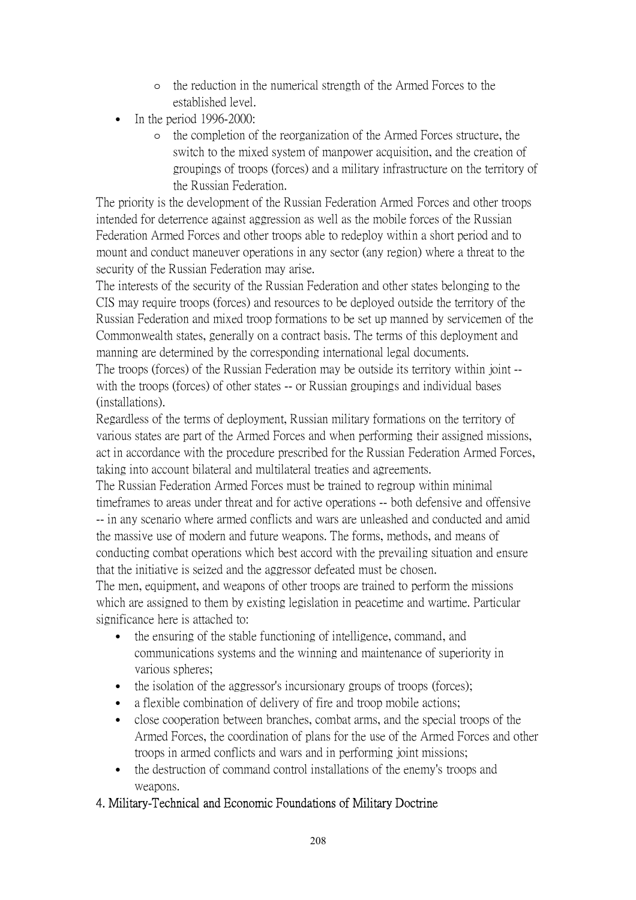- the reduction in the numerical strength of the Armed Forces to the established level.
- In the period 1996-2000:
    - the completion of the reorganization of the Armed Forces structure, the switch to the mixed system of manpower acquisition, and the creation of groupings of troops (forces) and a military infrastructure on the territory of the Russian Federation.

The priority is the development of the Russian Federation Armed Forces and other troops intended for deterrence against aggression as well as the mobile forces of the Russian Federation Armed Forces and other troops able to redeploy within a short period and to mount and conduct maneuver operations in any sector (any region) where a threat to the security of the Russian Federation may arise.

The interests of the security of the Russian Federation and other states belonging to the CIS may require troops (forces) and resources to be deployed outside the territory of the Russian Federation and mixed troop formations to be set up manned by servicemen of the Commonwealth states, generally on a contract basis. The terms of this deployment and manning are determined by the corresponding international legal documents.

The troops (forces) of the Russian Federation may be outside its territory within joint -- with the troops (forces) of other states -- or Russian groupings and individual bases (installations).

Regardless of the terms of deployment, Russian military formations on the territory of various states are part of the Armed Forces and when performing their assigned missions, act in accordance with the procedure prescribed for the Russian Federation Armed Forces, taking into account bilateral and multilateral treaties and agreements.

The Russian Federation Armed Forces must be trained to regroup within minimal timeframes to areas under threat and for active operations -- both defensive and offensive -- in any scenario where armed conflicts and wars are unleashed and conducted and amid the massive use of modern and future weapons. The forms, methods, and means of conducting combat operations which best accord with the prevailing situation and ensure that the initiative is seized and the aggressor defeated must be chosen.

The men, equipment, and weapons of other troops are trained to perform the missions which are assigned to them by existing legislation in peacetime and wartime. Particular significance here is attached to:

- the ensuring of the stable functioning of intelligence, command, and communications systems and the winning and maintenance of superiority in various spheres;
- the isolation of the aggressor's incursionary groups of troops (forces);
- a flexible combination of delivery of fire and troop mobile actions;
- close cooperation between branches, combat arms, and the special troops of the Armed Forces, the coordination of plans for the use of the Armed Forces and other troops in armed conflicts and wars and in performing joint missions;
- the destruction of command control installations of the enemy's troops and weapons.

## 4. Military-Technical and Economic Foundations of Military Doctrine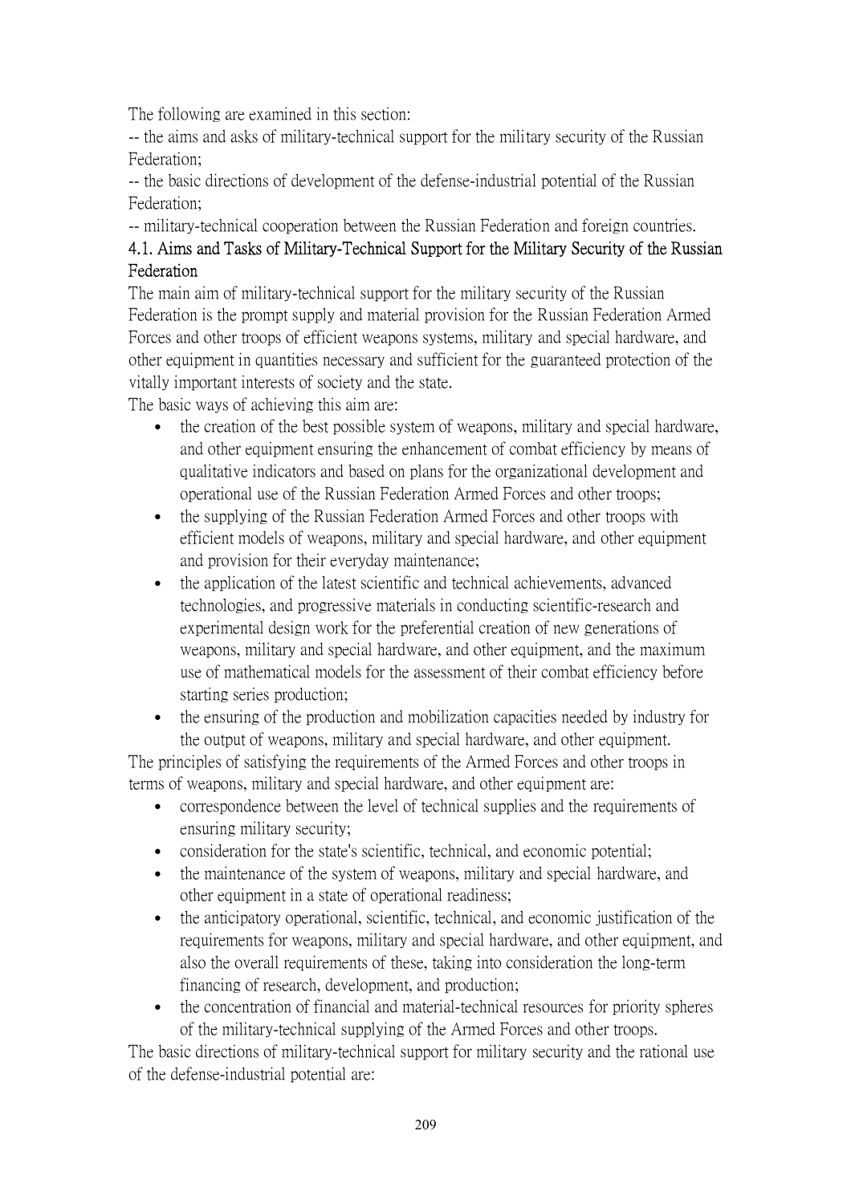The following are examined in this section:

-- the aims and asks of military-technical support for the military security of the Russian Federation;

-- the basic directions of development of the defense-industrial potential of the Russian Federation;

-- military-technical cooperation between the Russian Federation and foreign countries.

### 4.1. Aims and Tasks of Military-Technical Support for the Military Security of the Russian Federation

The main aim of military-technical support for the military security of the Russian Federation is the prompt supply and material provision for the Russian Federation Armed Forces and other troops of efficient weapons systems, military and special hardware, and other equipment in quantities necessary and sufficient for the guaranteed protection of the vitally important interests of society and the state.

The basic ways of achieving this aim are:

- the creation of the best possible system of weapons, military and special hardware, and other equipment ensuring the enhancement of combat efficiency by means of qualitative indicators and based on plans for the organizational development and operational use of the Russian Federation Armed Forces and other troops;
- the supplying of the Russian Federation Armed Forces and other troops with efficient models of weapons, military and special hardware, and other equipment and provision for their everyday maintenance;
- the application of the latest scientific and technical achievements, advanced technologies, and progressive materials in conducting scientific-research and experimental design work for the preferential creation of new generations of weapons, military and special hardware, and other equipment, and the maximum use of mathematical models for the assessment of their combat efficiency before starting series production;
- the ensuring of the production and mobilization capacities needed by industry for the output of weapons, military and special hardware, and other equipment.

The principles of satisfying the requirements of the Armed Forces and other troops in terms of weapons, military and special hardware, and other equipment are:

- correspondence between the level of technical supplies and the requirements of ensuring military security;
- consideration for the state's scientific, technical, and economic potential;
- the maintenance of the system of weapons, military and special hardware, and other equipment in a state of operational readiness;
- the anticipatory operational, scientific, technical, and economic justification of the requirements for weapons, military and special hardware, and other equipment, and also the overall requirements of these, taking into consideration the long-term financing of research, development, and production;
- the concentration of financial and material-technical resources for priority spheres of the military-technical supplying of the Armed Forces and other troops.

The basic directions of military-technical support for military security and the rational use of the defense-industrial potential are: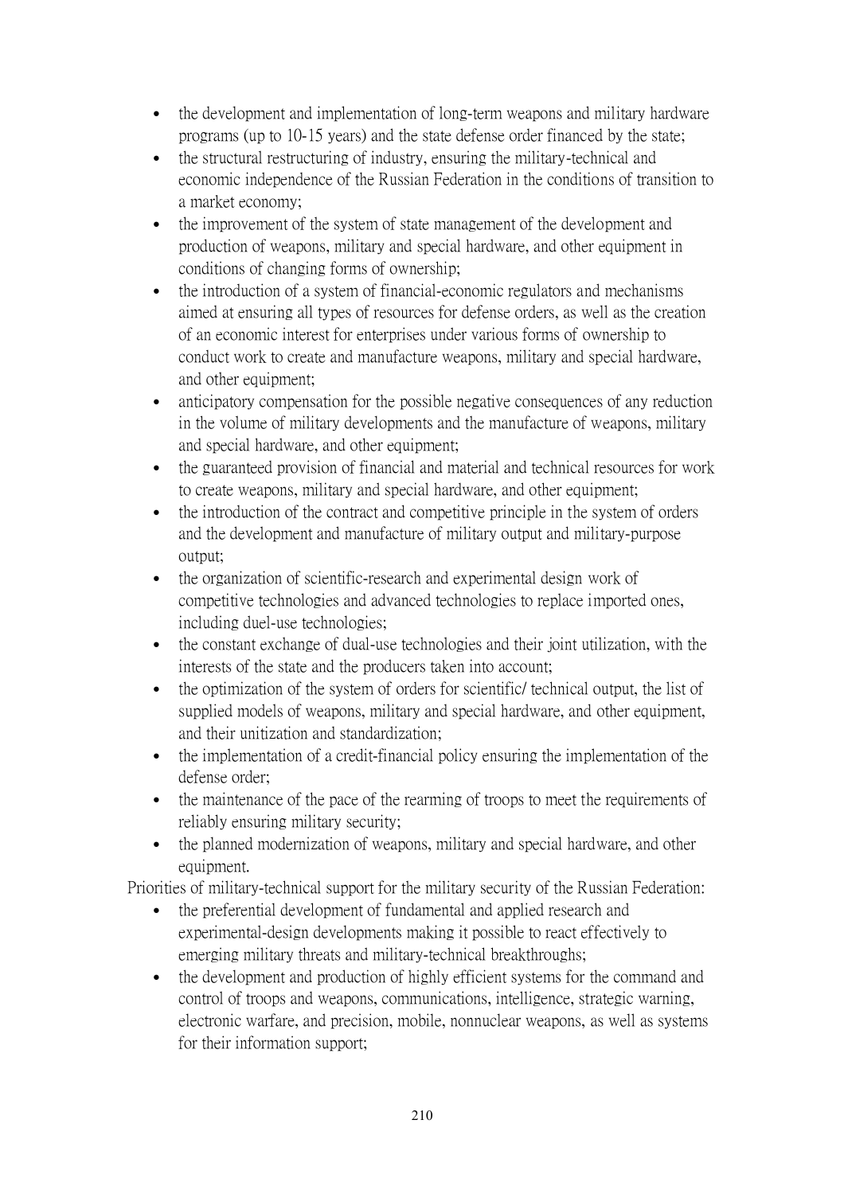- the development and implementation of long-term weapons and military hardware programs (up to 10-15 years) and the state defense order financed by the state;
- the structural restructuring of industry, ensuring the military-technical and economic independence of the Russian Federation in the conditions of transition to a market economy;
- the improvement of the system of state management of the development and production of weapons, military and special hardware, and other equipment in conditions of changing forms of ownership;
- the introduction of a system of financial-economic regulators and mechanisms aimed at ensuring all types of resources for defense orders, as well as the creation of an economic interest for enterprises under various forms of ownership to conduct work to create and manufacture weapons, military and special hardware, and other equipment;
- anticipatory compensation for the possible negative consequences of any reduction in the volume of military developments and the manufacture of weapons, military and special hardware, and other equipment;
- the guaranteed provision of financial and material and technical resources for work to create weapons, military and special hardware, and other equipment;
- the introduction of the contract and competitive principle in the system of orders and the development and manufacture of military output and military-purpose output;
- the organization of scientific-research and experimental design work of competitive technologies and advanced technologies to replace imported ones, including duel-use technologies;
- the constant exchange of dual-use technologies and their joint utilization, with the interests of the state and the producers taken into account;
- the optimization of the system of orders for scientific/ technical output, the list of supplied models of weapons, military and special hardware, and other equipment, and their unitization and standardization;
- the implementation of a credit-financial policy ensuring the implementation of the defense order;
- the maintenance of the pace of the rearming of troops to meet the requirements of reliably ensuring military security;
- the planned modernization of weapons, military and special hardware, and other equipment.

Priorities of military-technical support for the military security of the Russian Federation:

- the preferential development of fundamental and applied research and experimental-design developments making it possible to react effectively to emerging military threats and military-technical breakthroughs;
- the development and production of highly efficient systems for the command and control of troops and weapons, communications, intelligence, strategic warning, electronic warfare, and precision, mobile, nonnuclear weapons, as well as systems for their information support;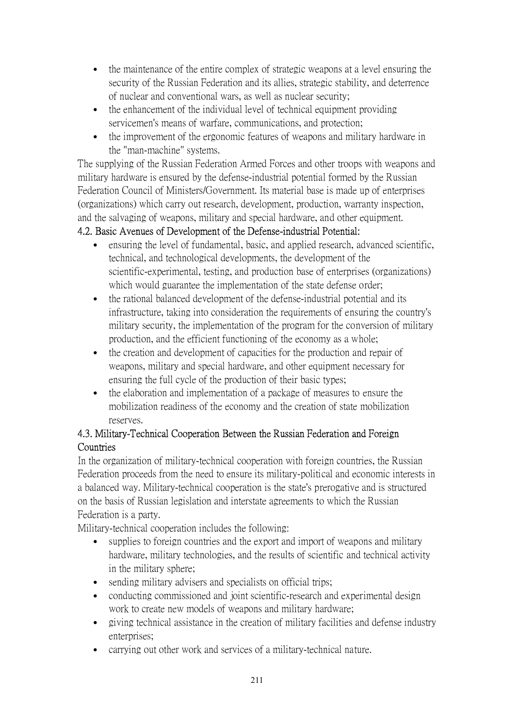- the maintenance of the entire complex of strategic weapons at a level ensuring the security of the Russian Federation and its allies, strategic stability, and deterrence of nuclear and conventional wars, as well as nuclear security;
- the enhancement of the individual level of technical equipment providing servicemen's means of warfare, communications, and protection;
- the improvement of the ergonomic features of weapons and military hardware in the "man-machine" systems.

The supplying of the Russian Federation Armed Forces and other troops with weapons and military hardware is ensured by the defense-industrial potential formed by the Russian Federation Council of Ministers/Government. Its material base is made up of enterprises (organizations) which carry out research, development, production, warranty inspection, and the salvaging of weapons, military and special hardware, and other equipment.

### 4.2. Basic Avenues of Development of the Defense-industrial Potential:

- ensuring the level of fundamental, basic, and applied research, advanced scientific, technical, and technological developments, the development of the scientific-experimental, testing, and production base of enterprises (organizations) which would guarantee the implementation of the state defense order;
- the rational balanced development of the defense-industrial potential and its infrastructure, taking into consideration the requirements of ensuring the country's military security, the implementation of the program for the conversion of military production, and the efficient functioning of the economy as a whole;
- the creation and development of capacities for the production and repair of weapons, military and special hardware, and other equipment necessary for ensuring the full cycle of the production of their basic types;
- the elaboration and implementation of a package of measures to ensure the mobilization readiness of the economy and the creation of state mobilization reserves.

### 4.3. Military-Technical Cooperation Between the Russian Federation and Foreign Countries

In the organization of military-technical cooperation with foreign countries, the Russian Federation proceeds from the need to ensure its military-political and economic interests in a balanced way. Military-technical cooperation is the state's prerogative and is structured on the basis of Russian legislation and interstate agreements to which the Russian Federation is a party.

Military-technical cooperation includes the following:

- supplies to foreign countries and the export and import of weapons and military hardware, military technologies, and the results of scientific and technical activity in the military sphere;
- sending military advisers and specialists on official trips;
- conducting commissioned and joint scientific-research and experimental design work to create new models of weapons and military hardware;
- giving technical assistance in the creation of military facilities and defense industry enterprises;
- carrying out other work and services of a military-technical nature.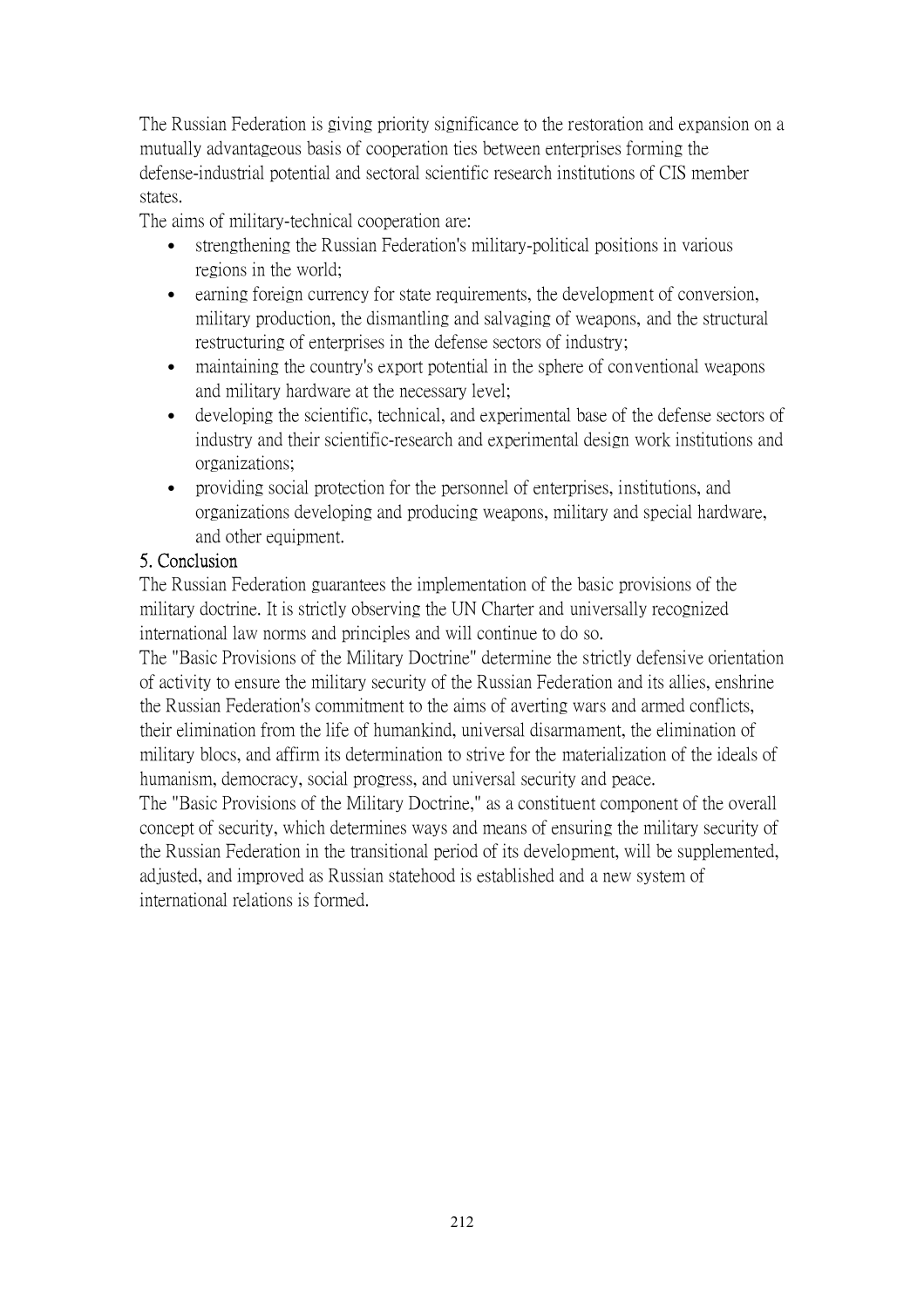The Russian Federation is giving priority significance to the restoration and expansion on a mutually advantageous basis of cooperation ties between enterprises forming the defense-industrial potential and sectoral scientific research institutions of CIS member states.

The aims of military-technical cooperation are:

- strengthening the Russian Federation's military-political positions in various regions in the world;
- earning foreign currency for state requirements, the development of conversion, military production, the dismantling and salvaging of weapons, and the structural restructuring of enterprises in the defense sectors of industry;
- maintaining the country's export potential in the sphere of conventional weapons and military hardware at the necessary level;
- developing the scientific, technical, and experimental base of the defense sectors of industry and their scientific-research and experimental design work institutions and organizations;
- providing social protection for the personnel of enterprises, institutions, and organizations developing and producing weapons, military and special hardware, and other equipment.

## 5. Conclusion

The Russian Federation guarantees the implementation of the basic provisions of the military doctrine. It is strictly observing the UN Charter and universally recognized international law norms and principles and will continue to do so.

The "Basic Provisions of the Military Doctrine" determine the strictly defensive orientation of activity to ensure the military security of the Russian Federation and its allies, enshrine the Russian Federation's commitment to the aims of averting wars and armed conflicts, their elimination from the life of humankind, universal disarmament, the elimination of military blocs, and affirm its determination to strive for the materialization of the ideals of humanism, democracy, social progress, and universal security and peace.

The "Basic Provisions of the Military Doctrine," as a constituent component of the overall concept of security, which determines ways and means of ensuring the military security of the Russian Federation in the transitional period of its development, will be supplemented, adjusted, and improved as Russian statehood is established and a new system of international relations is formed.